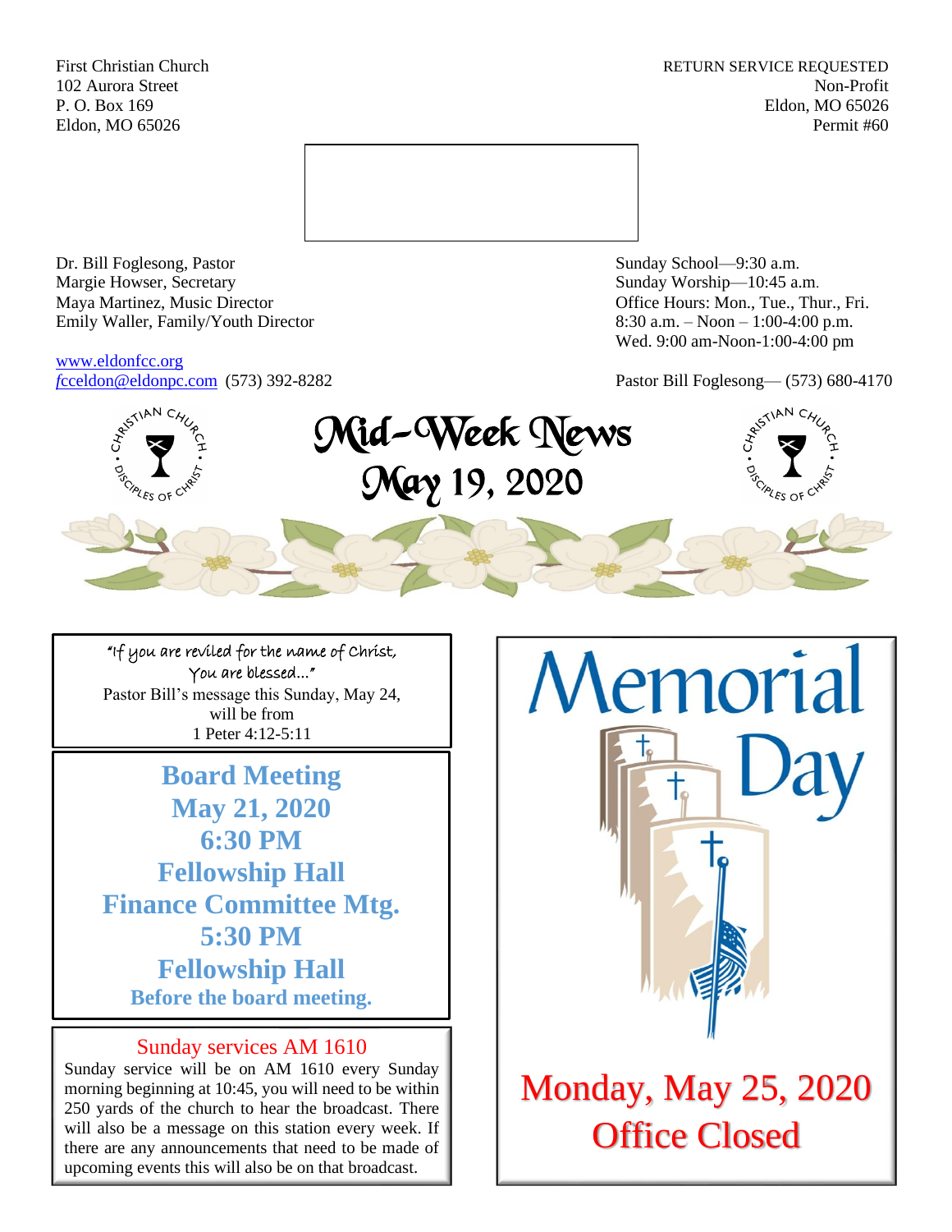First Christian Church
102 Aurora Street
P. O. Box 169
Eldon, MO 65026

RETURN SERVICE REQUESTED
Non-Profit
Eldon, MO 65026
Permit #60

Dr. Bill Foglesong, Pastor
Margie Howser, Secretary
Maya Martinez, Music Director
Emily Waller, Family/Youth Director

www.eldonfcc.org
fcceldon@eldonpc.com (573) 392-8282

Sunday School—9:30 a.m.
Sunday Worship—10:45 a.m.
Office Hours: Mon., Tue., Thur., Fri.
8:30 a.m. – Noon – 1:00-4:00 p.m.
Wed. 9:00 am-Noon-1:00-4:00 pm

Pastor Bill Foglesong— (573) 680-4170

# Mid-Week News
# May 19, 2020

"If you are reviled for the name of Christ, You are blessed…"
Pastor Bill's message this Sunday, May 24, will be from
1 Peter 4:12-5:11

## Board Meeting
## May 21, 2020
## 6:30 PM
## Fellowship Hall
## Finance Committee Mtg.
## 5:30 PM
## Fellowship Hall
**Before the board meeting.**

### Sunday services AM 1610

Sunday service will be on AM 1610 every Sunday morning beginning at 10:45, you will need to be within 250 yards of the church to hear the broadcast. There will also be a message on this station every week. If there are any announcements that need to be made of upcoming events this will also be on that broadcast.

## Memorial Day

## Monday, May 25, 2020
## Office Closed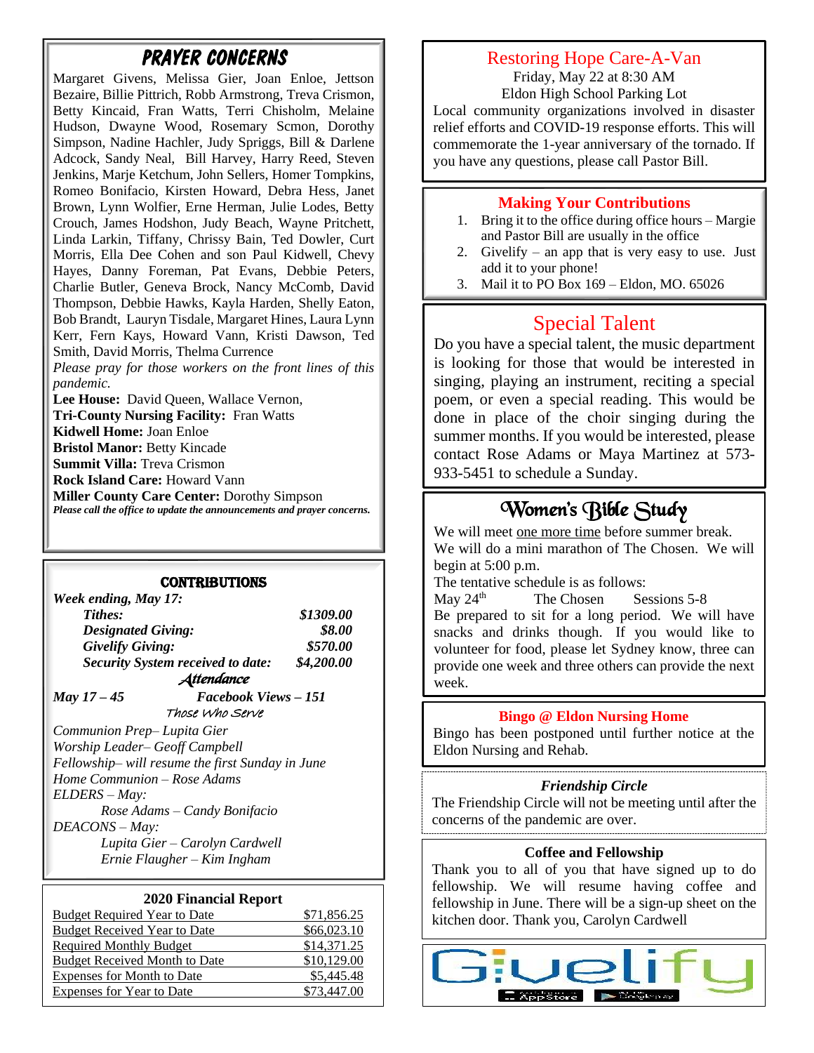## PRAYER CONCERNS

Margaret Givens, Melissa Gier, Joan Enloe, Jettson Bezaire, Billie Pittrich, Robb Armstrong, Treva Crismon, Betty Kincaid, Fran Watts, Terri Chisholm, Melaine Hudson, Dwayne Wood, Rosemary Scmon, Dorothy Simpson, Nadine Hachler, Judy Spriggs, Bill & Darlene Adcock, Sandy Neal, Bill Harvey, Harry Reed, Steven Jenkins, Marje Ketchum, John Sellers, Homer Tompkins, Romeo Bonifacio, Kirsten Howard, Debra Hess, Janet Brown, Lynn Wolfier, Erne Herman, Julie Lodes, Betty Crouch, James Hodshon, Judy Beach, Wayne Pritchett, Linda Larkin, Tiffany, Chrissy Bain, Ted Dowler, Curt Morris, Ella Dee Cohen and son Paul Kidwell, Chevy Hayes, Danny Foreman, Pat Evans, Debbie Peters, Charlie Butler, Geneva Brock, Nancy McComb, David Thompson, Debbie Hawks, Kayla Harden, Shelly Eaton, Bob Brandt, Lauryn Tisdale, Margaret Hines, Laura Lynn Kerr, Fern Kays, Howard Vann, Kristi Dawson, Ted Smith, David Morris, Thelma Currence

*Please pray for those workers on the front lines of this pandemic.*

**Lee House:** David Queen, Wallace Vernon,
**Tri-County Nursing Facility:** Fran Watts
**Kidwell Home:** Joan Enloe
**Bristol Manor:** Betty Kincade
**Summit Villa:** Treva Crismon
**Rock Island Care:** Howard Vann
**Miller County Care Center:** Dorothy Simpson

***Please call the office to update the announcements and prayer concerns.***

## CONTRIBUTIONS

*Week ending, May 17:*

| | |
|---|---|
| ***Tithes:*** | ***$1309.00*** |
| ***Designated Giving:*** | ***$8.00*** |
| ***Givelify Giving:*** | ***$570.00*** |
| ***Security System received to date:*** | ***$4,200.00*** |

### *Attendance*

***May 17 – 45*** ***Facebook Views – 151***

*Those Who Serve*

*Communion Prep– Lupita Gier*
*Worship Leader– Geoff Campbell*
*Fellowship– will resume the first Sunday in June*
*Home Communion – Rose Adams*
*ELDERS – May:*
*Rose Adams – Candy Bonifacio*
*DEACONS – May:*
*Lupita Gier – Carolyn Cardwell*
*Ernie Flaugher – Kim Ingham*

## 2020 Financial Report

| | |
|---|---|
| Budget Required Year to Date | $71,856.25 |
| Budget Received Year to Date | $66,023.10 |
| Required Monthly Budget | $14,371.25 |
| Budget Received Month to Date | $10,129.00 |
| Expenses for Month to Date | $5,445.48 |
| Expenses for Year to Date | $73,447.00 |

## Restoring Hope Care-A-Van

Friday, May 22 at 8:30 AM
Eldon High School Parking Lot

Local community organizations involved in disaster relief efforts and COVID-19 response efforts. This will commemorate the 1-year anniversary of the tornado. If you have any questions, please call Pastor Bill.

## Making Your Contributions

1. Bring it to the office during office hours – Margie and Pastor Bill are usually in the office
2. Givelify – an app that is very easy to use. Just add it to your phone!
3. Mail it to PO Box 169 – Eldon, MO. 65026

## Special Talent

Do you have a special talent, the music department is looking for those that would be interested in singing, playing an instrument, reciting a special poem, or even a special reading. This would be done in place of the choir singing during the summer months. If you would be interested, please contact Rose Adams or Maya Martinez at 573-933-5451 to schedule a Sunday.

## Women's Bible Study

We will meet one more time before summer break.
We will do a mini marathon of The Chosen. We will begin at 5:00 p.m.
The tentative schedule is as follows:
May 24th The Chosen Sessions 5-8
Be prepared to sit for a long period. We will have snacks and drinks though. If you would like to volunteer for food, please let Sydney know, three can provide one week and three others can provide the next week.

## Bingo @ Eldon Nursing Home

Bingo has been postponed until further notice at the Eldon Nursing and Rehab.

### *Friendship Circle*

The Friendship Circle will not be meeting until after the concerns of the pandemic are over.

### Coffee and Fellowship

Thank you to all of you that have signed up to do fellowship. We will resume having coffee and fellowship in June. There will be a sign-up sheet on the kitchen door. Thank you, Carolyn Cardwell

Givelify